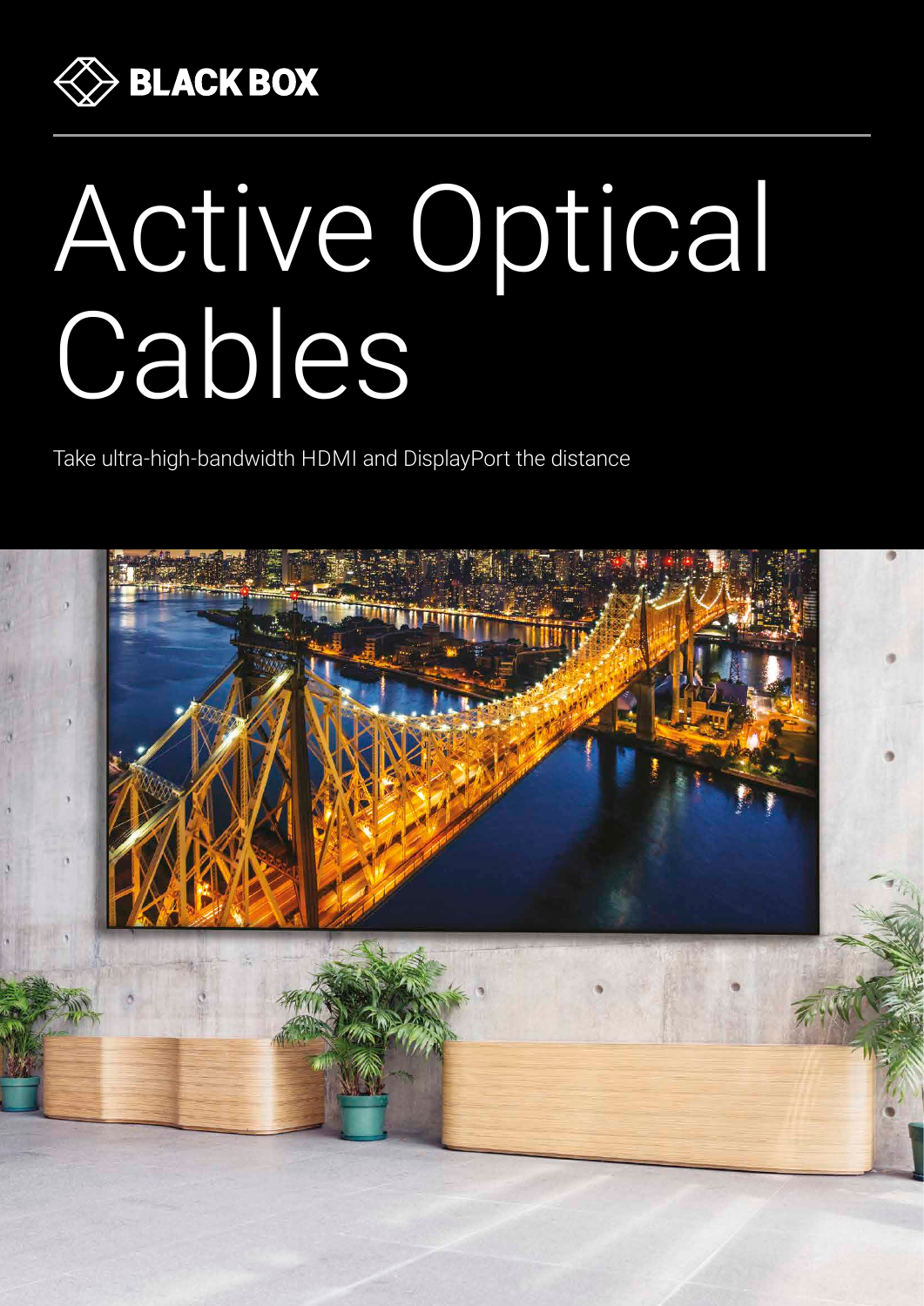BLACK BOX

# Active Optical Cables

Take ultra-high-bandwidth HDMI and DisplayPort the distance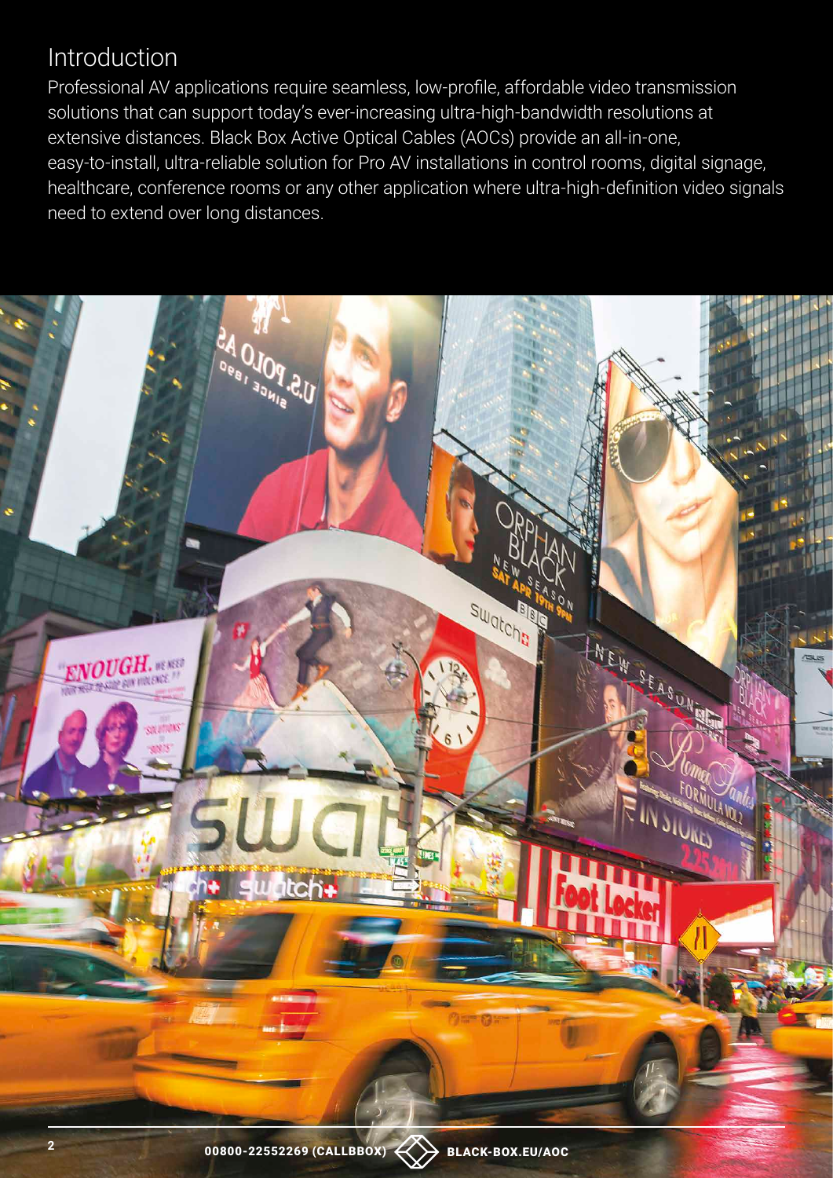## Introduction

Professional AV applications require seamless, low-profile, affordable video transmission solutions that can support today's ever-increasing ultra-high-bandwidth resolutions at extensive distances. Black Box Active Optical Cables (AOCs) provide an all-in-one, easy-to-install, ultra-reliable solution for Pro AV installations in control rooms, digital signage, healthcare, conference rooms or any other application where ultra-high-definition video signals need to extend over long distances.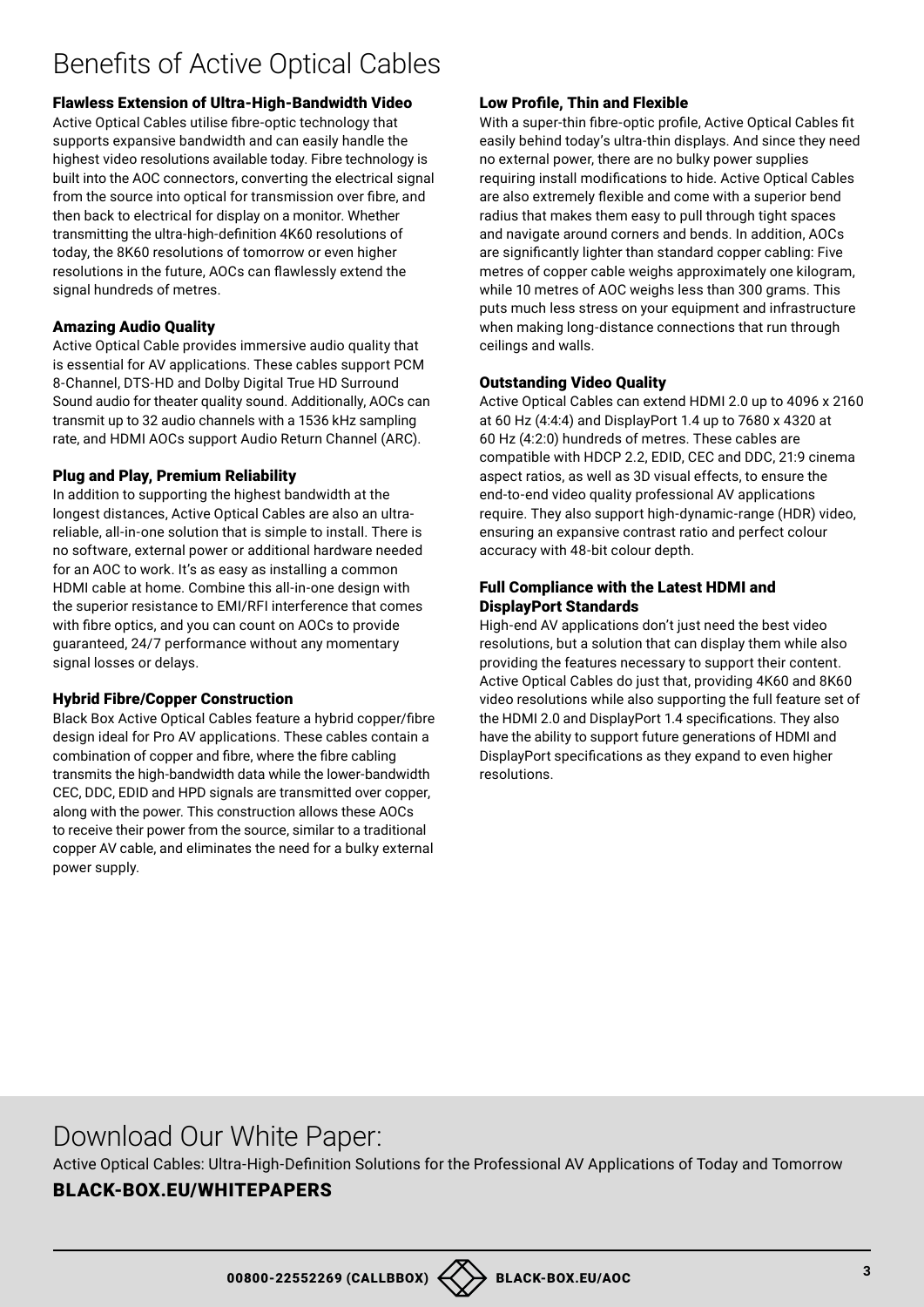# Benefits of Active Optical Cables

### Flawless Extension of Ultra-High-Bandwidth Video

Active Optical Cables utilise fibre-optic technology that supports expansive bandwidth and can easily handle the highest video resolutions available today. Fibre technology is built into the AOC connectors, converting the electrical signal from the source into optical for transmission over fibre, and then back to electrical for display on a monitor. Whether transmitting the ultra-high-definition 4K60 resolutions of today, the 8K60 resolutions of tomorrow or even higher resolutions in the future, AOCs can flawlessly extend the signal hundreds of metres.

### Amazing Audio Quality

Active Optical Cable provides immersive audio quality that is essential for AV applications. These cables support PCM 8-Channel, DTS-HD and Dolby Digital True HD Surround Sound audio for theater quality sound. Additionally, AOCs can transmit up to 32 audio channels with a 1536 kHz sampling rate, and HDMI AOCs support Audio Return Channel (ARC).

### Plug and Play, Premium Reliability

In addition to supporting the highest bandwidth at the longest distances, Active Optical Cables are also an ultra-reliable, all-in-one solution that is simple to install. There is no software, external power or additional hardware needed for an AOC to work. It's as easy as installing a common HDMI cable at home. Combine this all-in-one design with the superior resistance to EMI/RFI interference that comes with fibre optics, and you can count on AOCs to provide guaranteed, 24/7 performance without any momentary signal losses or delays.

### Hybrid Fibre/Copper Construction

Black Box Active Optical Cables feature a hybrid copper/fibre design ideal for Pro AV applications. These cables contain a combination of copper and fibre, where the fibre cabling transmits the high-bandwidth data while the lower-bandwidth CEC, DDC, EDID and HPD signals are transmitted over copper, along with the power. This construction allows these AOCs to receive their power from the source, similar to a traditional copper AV cable, and eliminates the need for a bulky external power supply.

### Low Profile, Thin and Flexible

With a super-thin fibre-optic profile, Active Optical Cables fit easily behind today's ultra-thin displays. And since they need no external power, there are no bulky power supplies requiring install modifications to hide. Active Optical Cables are also extremely flexible and come with a superior bend radius that makes them easy to pull through tight spaces and navigate around corners and bends. In addition, AOCs are significantly lighter than standard copper cabling: Five metres of copper cable weighs approximately one kilogram, while 10 metres of AOC weighs less than 300 grams. This puts much less stress on your equipment and infrastructure when making long-distance connections that run through ceilings and walls.

### Outstanding Video Quality

Active Optical Cables can extend HDMI 2.0 up to 4096 x 2160 at 60 Hz (4:4:4) and DisplayPort 1.4 up to 7680 x 4320 at 60 Hz (4:2:0) hundreds of metres. These cables are compatible with HDCP 2.2, EDID, CEC and DDC, 21:9 cinema aspect ratios, as well as 3D visual effects, to ensure the end-to-end video quality professional AV applications require. They also support high-dynamic-range (HDR) video, ensuring an expansive contrast ratio and perfect colour accuracy with 48-bit colour depth.

### Full Compliance with the Latest HDMI and DisplayPort Standards

High-end AV applications don't just need the best video resolutions, but a solution that can display them while also providing the features necessary to support their content. Active Optical Cables do just that, providing 4K60 and 8K60 video resolutions while also supporting the full feature set of the HDMI 2.0 and DisplayPort 1.4 specifications. They also have the ability to support future generations of HDMI and DisplayPort specifications as they expand to even higher resolutions.

## Download Our White Paper:

Active Optical Cables: Ultra-High-Definition Solutions for the Professional AV Applications of Today and Tomorrow

**BLACK-BOX.EU/WHITEPAPERS**

00800-22552269 (CALLBBOX) BLACK-BOX.EU/AOC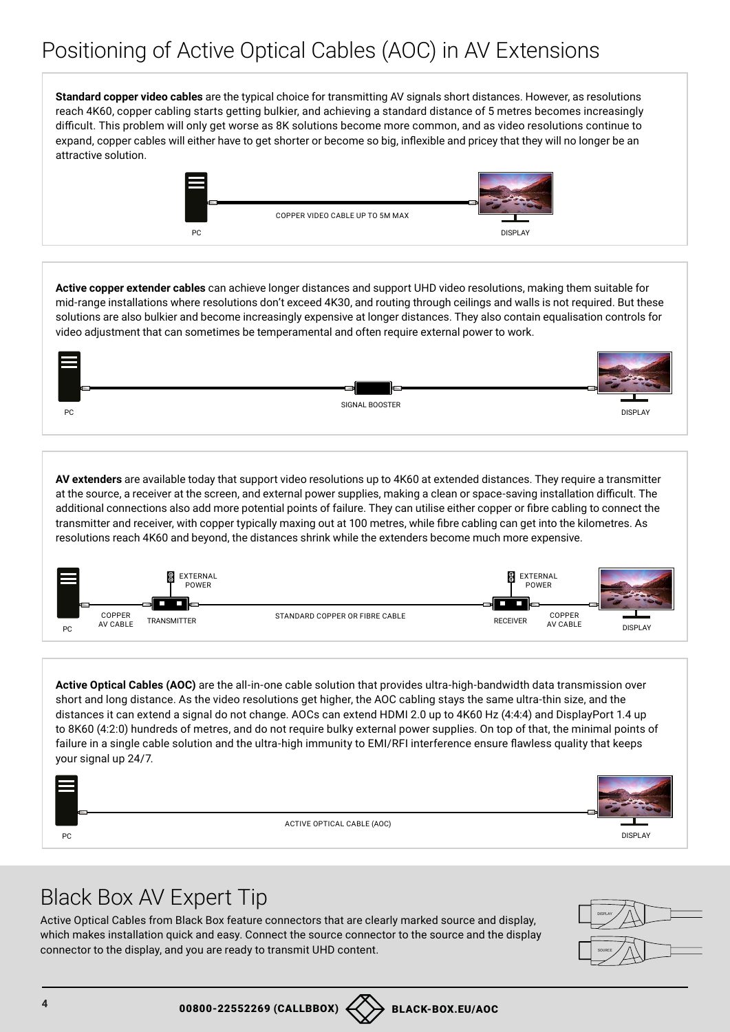# Positioning of Active Optical Cables (AOC) in AV Extensions

**Standard copper video cables** are the typical choice for transmitting AV signals short distances. However, as resolutions reach 4K60, copper cabling starts getting bulkier, and achieving a standard distance of 5 metres becomes increasingly difficult. This problem will only get worse as 8K solutions become more common, and as video resolutions continue to expand, copper cables will either have to get shorter or become so big, inflexible and pricey that they will no longer be an attractive solution.

PC — COPPER VIDEO CABLE UP TO 5M MAX — DISPLAY

**Active copper extender cables** can achieve longer distances and support UHD video resolutions, making them suitable for mid-range installations where resolutions don't exceed 4K30, and routing through ceilings and walls is not required. But these solutions are also bulkier and become increasingly expensive at longer distances. They also contain equalisation controls for video adjustment that can sometimes be temperamental and often require external power to work.

PC — SIGNAL BOOSTER — DISPLAY

**AV extenders** are available today that support video resolutions up to 4K60 at extended distances. They require a transmitter at the source, a receiver at the screen, and external power supplies, making a clean or space-saving installation difficult. The additional connections also add more potential points of failure. They can utilise either copper or fibre cabling to connect the transmitter and receiver, with copper typically maxing out at 100 metres, while fibre cabling can get into the kilometres. As resolutions reach 4K60 and beyond, the distances shrink while the extenders become much more expensive.

PC — COPPER AV CABLE — TRANSMITTER (EXTERNAL POWER) — STANDARD COPPER OR FIBRE CABLE — RECEIVER (EXTERNAL POWER) — COPPER AV CABLE — DISPLAY

**Active Optical Cables (AOC)** are the all-in-one cable solution that provides ultra-high-bandwidth data transmission over short and long distance. As the video resolutions get higher, the AOC cabling stays the same ultra-thin size, and the distances it can extend a signal do not change. AOCs can extend HDMI 2.0 up to 4K60 Hz (4:4:4) and DisplayPort 1.4 up to 8K60 (4:2:0) hundreds of metres, and do not require bulky external power supplies. On top of that, the minimal points of failure in a single cable solution and the ultra-high immunity to EMI/RFI interference ensure flawless quality that keeps your signal up 24/7.

PC — ACTIVE OPTICAL CABLE (AOC) — DISPLAY

## Black Box AV Expert Tip

Active Optical Cables from Black Box feature connectors that are clearly marked source and display, which makes installation quick and easy. Connect the source connector to the source and the display connector to the display, and you are ready to transmit UHD content.

DISPLAY

SOURCE

00800-22552269 (CALLBBOX) BLACK-BOX.EU/AOC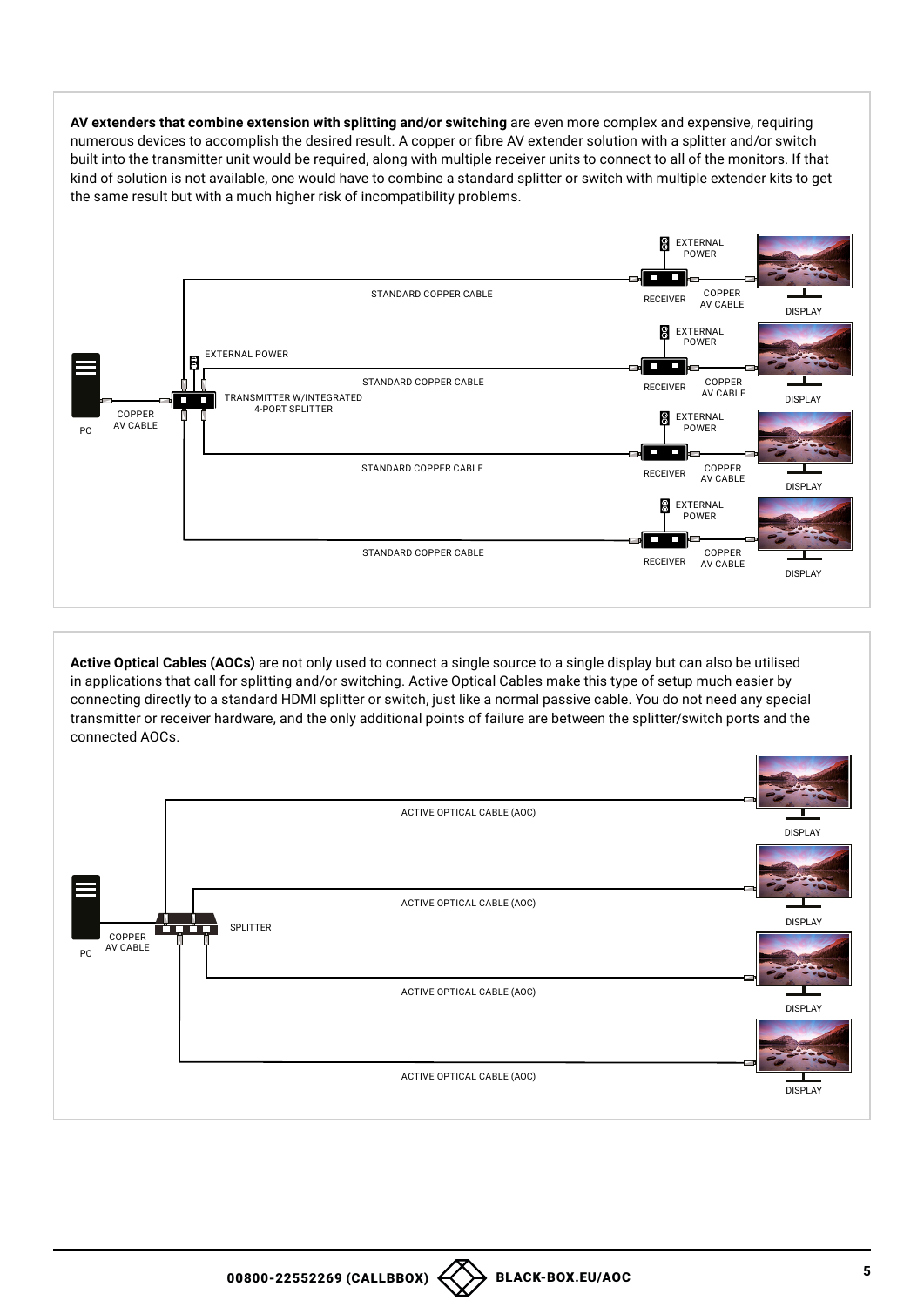**AV extenders that combine extension with splitting and/or switching** are even more complex and expensive, requiring numerous devices to accomplish the desired result. A copper or fibre AV extender solution with a splitter and/or switch built into the transmitter unit would be required, along with multiple receiver units to connect to all of the monitors. If that kind of solution is not available, one would have to combine a standard splitter or switch with multiple extender kits to get the same result but with a much higher risk of incompatibility problems.

**Active Optical Cables (AOCs)** are not only used to connect a single source to a single display but can also be utilised in applications that call for splitting and/or switching. Active Optical Cables make this type of setup much easier by connecting directly to a standard HDMI splitter or switch, just like a normal passive cable. You do not need any special transmitter or receiver hardware, and the only additional points of failure are between the splitter/switch ports and the connected AOCs.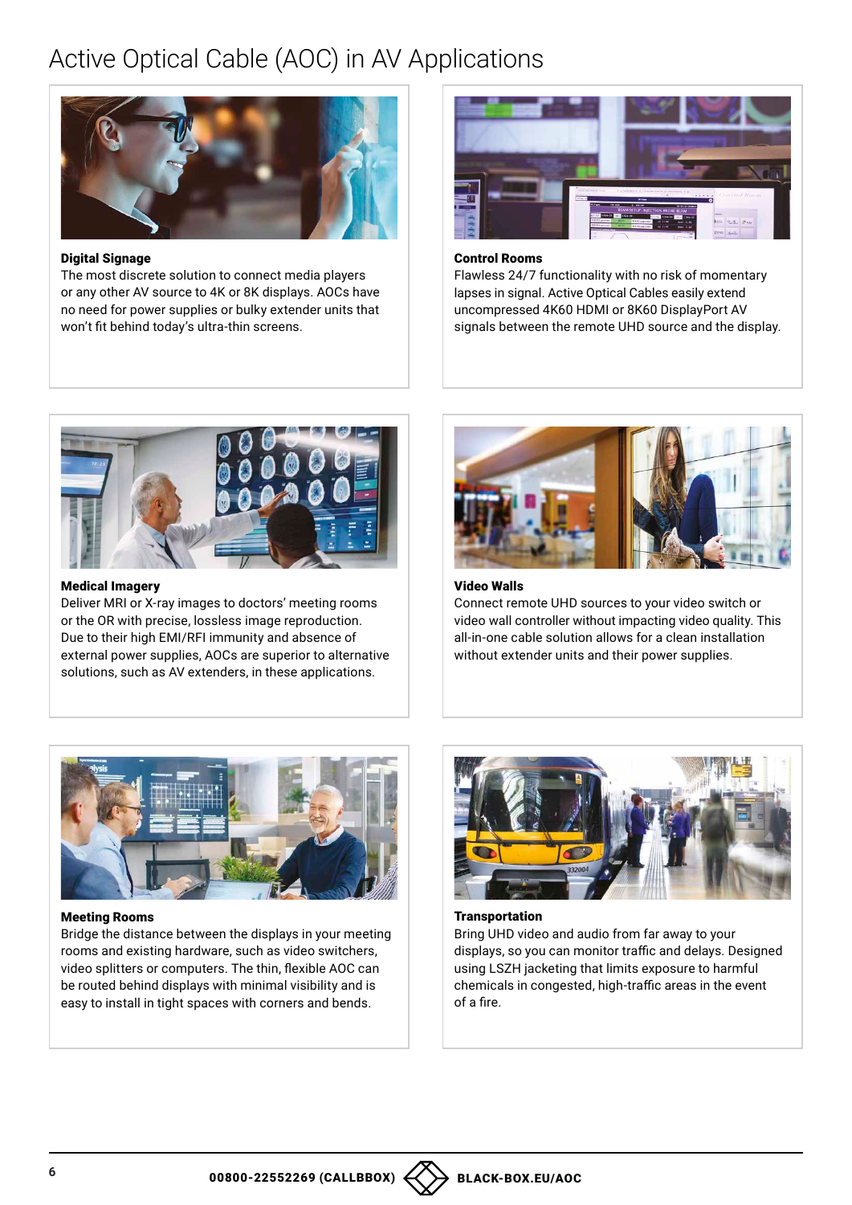# Active Optical Cable (AOC) in AV Applications

**Digital Signage**
The most discrete solution to connect media players or any other AV source to 4K or 8K displays. AOCs have no need for power supplies or bulky extender units that won't fit behind today's ultra-thin screens.

**Control Rooms**
Flawless 24/7 functionality with no risk of momentary lapses in signal. Active Optical Cables easily extend uncompressed 4K60 HDMI or 8K60 DisplayPort AV signals between the remote UHD source and the display.

**Medical Imagery**
Deliver MRI or X-ray images to doctors' meeting rooms or the OR with precise, lossless image reproduction. Due to their high EMI/RFI immunity and absence of external power supplies, AOCs are superior to alternative solutions, such as AV extenders, in these applications.

**Video Walls**
Connect remote UHD sources to your video switch or video wall controller without impacting video quality. This all-in-one cable solution allows for a clean installation without extender units and their power supplies.

**Meeting Rooms**
Bridge the distance between the displays in your meeting rooms and existing hardware, such as video switchers, video splitters or computers. The thin, flexible AOC can be routed behind displays with minimal visibility and is easy to install in tight spaces with corners and bends.

**Transportation**
Bring UHD video and audio from far away to your displays, so you can monitor traffic and delays. Designed using LSZH jacketing that limits exposure to harmful chemicals in congested, high-traffic areas in the event of a fire.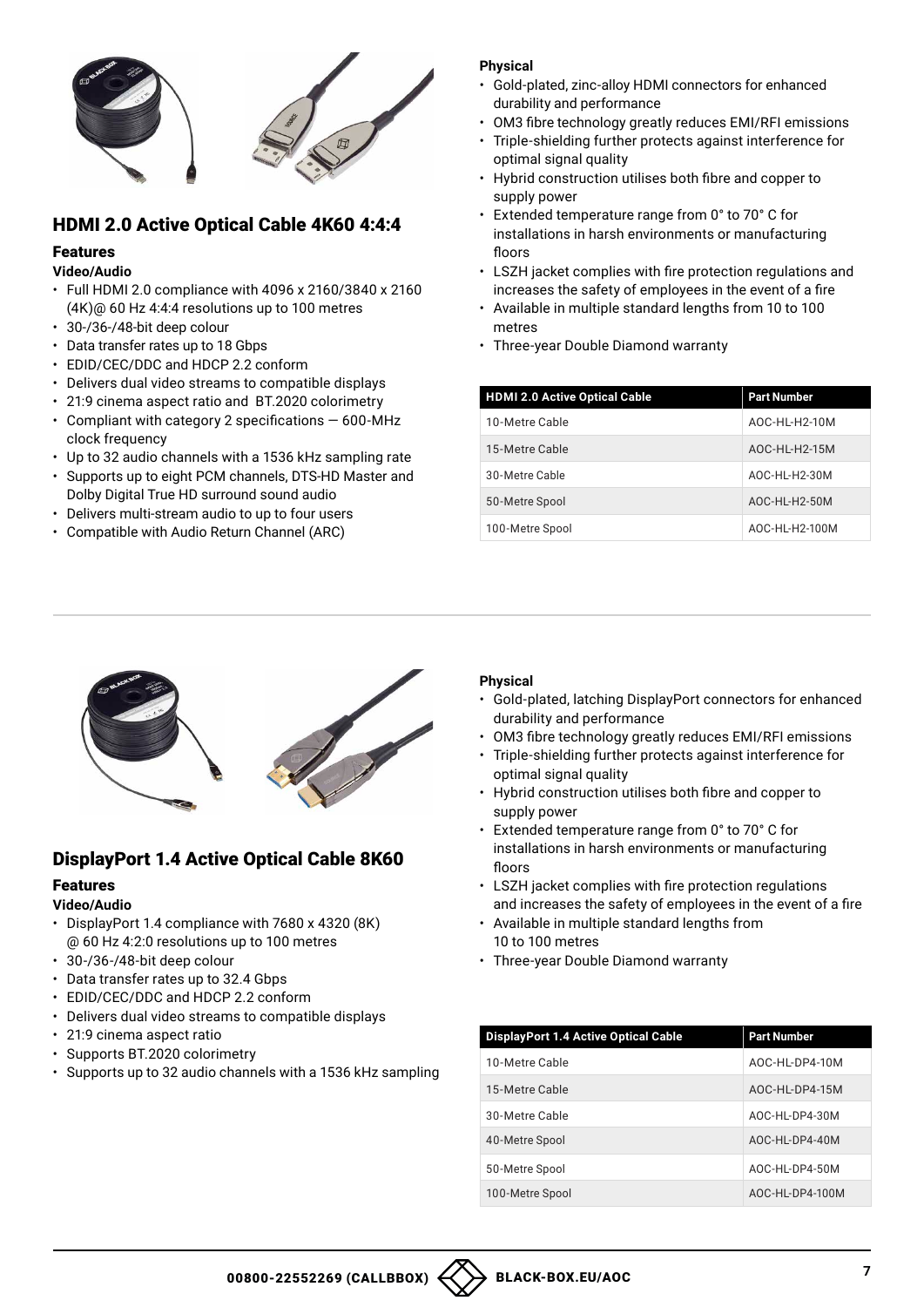## HDMI 2.0 Active Optical Cable 4K60 4:4:4

### Features

**Video/Audio**

- Full HDMI 2.0 compliance with 4096 x 2160/3840 x 2160 (4K)@ 60 Hz 4:4:4 resolutions up to 100 metres
- 30-/36-/48-bit deep colour
- Data transfer rates up to 18 Gbps
- EDID/CEC/DDC and HDCP 2.2 conform
- Delivers dual video streams to compatible displays
- 21:9 cinema aspect ratio and BT.2020 colorimetry
- Compliant with category 2 specifications — 600-MHz clock frequency
- Up to 32 audio channels with a 1536 kHz sampling rate
- Supports up to eight PCM channels, DTS-HD Master and Dolby Digital True HD surround sound audio
- Delivers multi-stream audio to up to four users
- Compatible with Audio Return Channel (ARC)

**Physical**

- Gold-plated, zinc-alloy HDMI connectors for enhanced durability and performance
- OM3 fibre technology greatly reduces EMI/RFI emissions
- Triple-shielding further protects against interference for optimal signal quality
- Hybrid construction utilises both fibre and copper to supply power
- Extended temperature range from 0° to 70° C for installations in harsh environments or manufacturing floors
- LSZH jacket complies with fire protection regulations and increases the safety of employees in the event of a fire
- Available in multiple standard lengths from 10 to 100 metres
- Three-year Double Diamond warranty

| HDMI 2.0 Active Optical Cable | Part Number |
|---|---|
| 10-Metre Cable | AOC-HL-H2-10M |
| 15-Metre Cable | AOC-HL-H2-15M |
| 30-Metre Cable | AOC-HL-H2-30M |
| 50-Metre Spool | AOC-HL-H2-50M |
| 100-Metre Spool | AOC-HL-H2-100M |

## DisplayPort 1.4 Active Optical Cable 8K60

### Features

**Video/Audio**

- DisplayPort 1.4 compliance with 7680 x 4320 (8K) @ 60 Hz 4:2:0 resolutions up to 100 metres
- 30-/36-/48-bit deep colour
- Data transfer rates up to 32.4 Gbps
- EDID/CEC/DDC and HDCP 2.2 conform
- Delivers dual video streams to compatible displays
- 21:9 cinema aspect ratio
- Supports BT.2020 colorimetry
- Supports up to 32 audio channels with a 1536 kHz sampling

**Physical**

- Gold-plated, latching DisplayPort connectors for enhanced durability and performance
- OM3 fibre technology greatly reduces EMI/RFI emissions
- Triple-shielding further protects against interference for optimal signal quality
- Hybrid construction utilises both fibre and copper to supply power
- Extended temperature range from 0° to 70° C for installations in harsh environments or manufacturing floors
- LSZH jacket complies with fire protection regulations and increases the safety of employees in the event of a fire
- Available in multiple standard lengths from 10 to 100 metres
- Three-year Double Diamond warranty

| DisplayPort 1.4 Active Optical Cable | Part Number |
|---|---|
| 10-Metre Cable | AOC-HL-DP4-10M |
| 15-Metre Cable | AOC-HL-DP4-15M |
| 30-Metre Cable | AOC-HL-DP4-30M |
| 40-Metre Spool | AOC-HL-DP4-40M |
| 50-Metre Spool | AOC-HL-DP4-50M |
| 100-Metre Spool | AOC-HL-DP4-100M |

00800-22552269 (CALLBBOX) BLACK-BOX.EU/AOC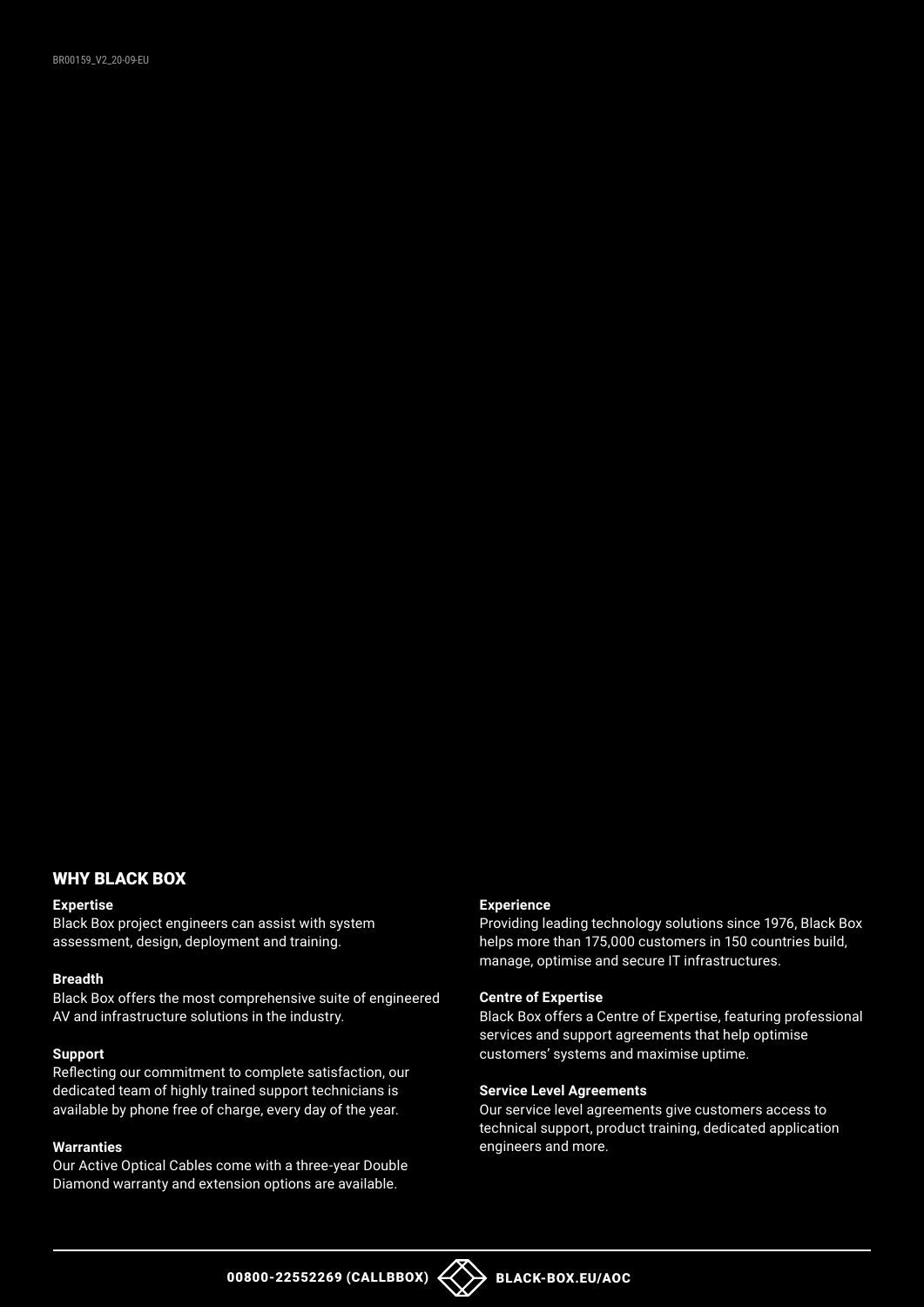BR00159_V2_20-09-EU

## WHY BLACK BOX

**Expertise**
Black Box project engineers can assist with system assessment, design, deployment and training.

**Breadth**
Black Box offers the most comprehensive suite of engineered AV and infrastructure solutions in the industry.

**Support**
Reflecting our commitment to complete satisfaction, our dedicated team of highly trained support technicians is available by phone free of charge, every day of the year.

**Warranties**
Our Active Optical Cables come with a three-year Double Diamond warranty and extension options are available.

**Experience**
Providing leading technology solutions since 1976, Black Box helps more than 175,000 customers in 150 countries build, manage, optimise and secure IT infrastructures.

**Centre of Expertise**
Black Box offers a Centre of Expertise, featuring professional services and support agreements that help optimise customers' systems and maximise uptime.

**Service Level Agreements**
Our service level agreements give customers access to technical support, product training, dedicated application engineers and more.

**00800-22552269 (CALLBBOX)** **BLACK-BOX.EU/AOC**